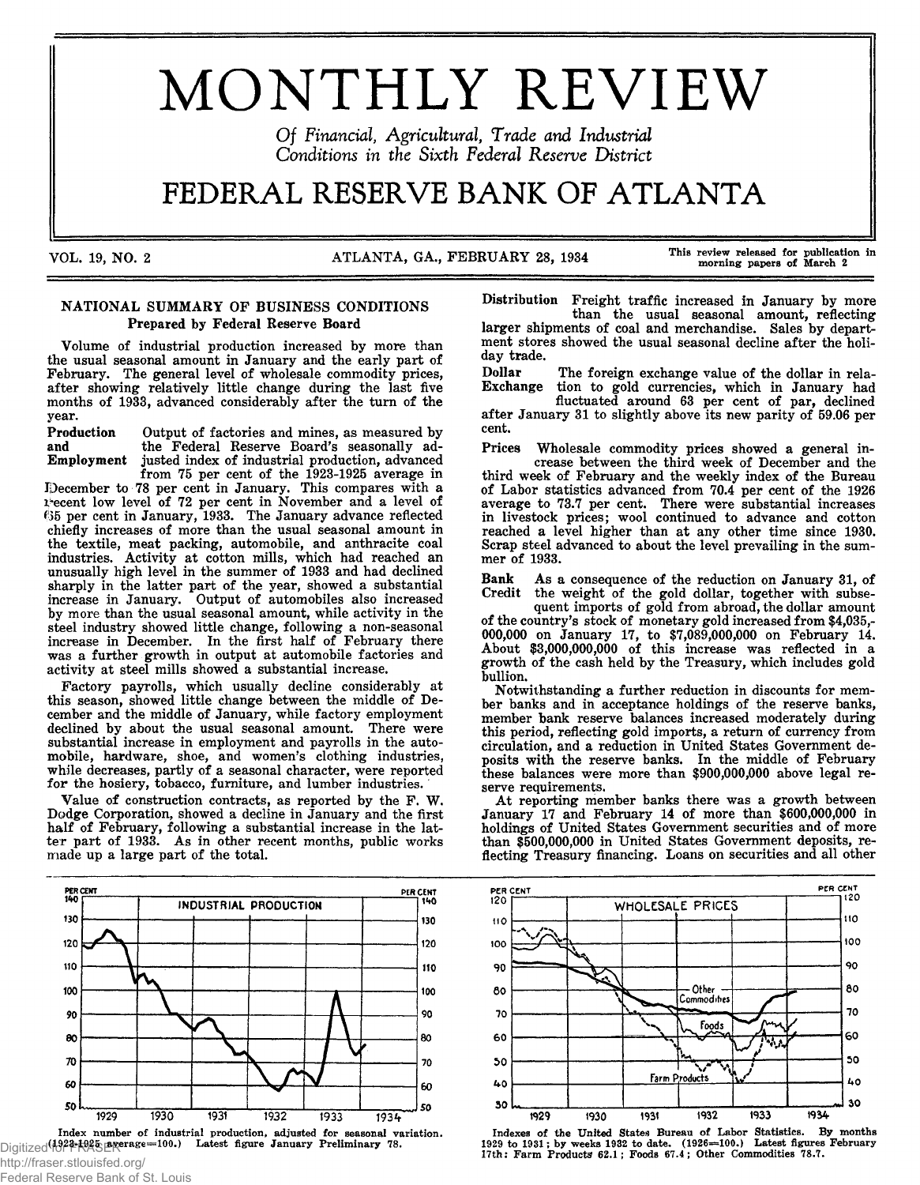# MONTHLY REVIEW

*Of Financial, Agricultural, Trade and Industrial Conditions in the Sixth Federal Reserve District*

# FEDERAL RESERVE BANK OF ATLANTA

VOL. 19, NO. 2 — ATLANTA, GA., FEBRUARY 28, 1934 — This review released for publication in morning papers of March 2

## NATIONAL SUMMARY OF BUSINESS CONDITIONS

### Prepared by Federal Reserve Board

Volume of industrial production increased by more than the usual seasonal amount in January and the early part of February. The general level of wholesale commodity prices, after showing relatively little change during the last five months of 1933, advanced considerably after the turn of the year.

**Production and Employment** Output of factories and mines, as measured by the Federal Reserve Board's seasonally adjusted index of industrial production, advanced from 75 per cent of the 1923-1925 average in December to 78 per cent in January. This compares with a recent low level of 72 per cent in November and a level of 65 per cent in January, 1933. The January advance reflected chiefly increases of more than the usual seasonal amount in the textile, meat packing, automobile, and anthracite coal industries. Activity at cotton mills, which had reached an unusually high level in the summer of 1933 and had declined sharply in the latter part of the year, showed a substantial increase in January. Output of automobiles also increased by more than the usual seasonal amount, while activity in the steel industry showed little change, following a non-seasonal increase in December. In the first half of February there was a further growth in output at automobile factories and activity at steel mills showed a substantial increase.

Factory payrolls, which usually decline considerably at this season, showed little change between the middle of December and the middle of January, while factory employment declined by about the usual seasonal amount. There were substantial increase in employment and payrolls in the automobile, hardware, shoe, and women's clothing industries, while decreases, partly of a seasonal character, were reported for the hosiery, tobacco, furniture, and lumber industries.

Value of construction contracts, as reported by the F. W. Dodge Corporation, showed a decline in January and the first half of February, following a substantial increase in the latter part of 1933. As in other recent months, public works made up a large part of the total.

**Distribution** Freight traffic increased in January by more than the usual seasonal amount, reflecting larger shipments of coal and merchandise. Sales by department stores showed the usual seasonal decline after the holiday trade.

**Dollar Exchange** The foreign exchange value of the dollar in relation to gold currencies, which in January had fluctuated around 63 per cent of par, declined after January 31 to slightly above its new parity of 59.06 per cent.

**Prices** Wholesale commodity prices showed a general increase between the third week of December and the third week of February and the weekly index of the Bureau of Labor statistics advanced from 70.4 per cent of the 1926 average to 73.7 per cent. There were substantial increases in livestock prices; wool continued to advance and cotton reached a level higher than at any other time since 1930. Scrap steel advanced to about the level prevailing in the summer of 1933.

**Bank Credit** As a consequence of the reduction on January 31, of the weight of the gold dollar, together with subsequent imports of gold from abroad, the dollar amount of the country's stock of monetary gold increased from $4,035,000,000 on January 17, to $7,089,000,000 on February 14. About $3,000,000,000 of this increase was reflected in a growth of the cash held by the Treasury, which includes gold bullion.

Notwithstanding a further reduction in discounts for member banks and in acceptance holdings of the reserve banks, member bank reserve balances increased moderately during this period, reflecting gold imports, a return of currency from circulation, and a reduction in United States Government deposits with the reserve banks. In the middle of February these balances were more than $900,000,000 above legal reserve requirements.

At reporting member banks there was a growth between January 17 and February 14 of more than $600,000,000 in holdings of United States Government securities and of more than $500,000,000 in United States Government deposits, reflecting Treasury financing. Loans on securities and all other

Index number of industrial production, adjusted for seasonal variation. (1923-1925 average=100.) Latest figure January Preliminary 78.

Indexes of the United States Bureau of Labor Statistics. By months 1929 to 1931; by weeks 1932 to date. (1926=100.) Latest figures February 17th: Farm Products 62.1; Foods 67.4; Other Commodities 78.7.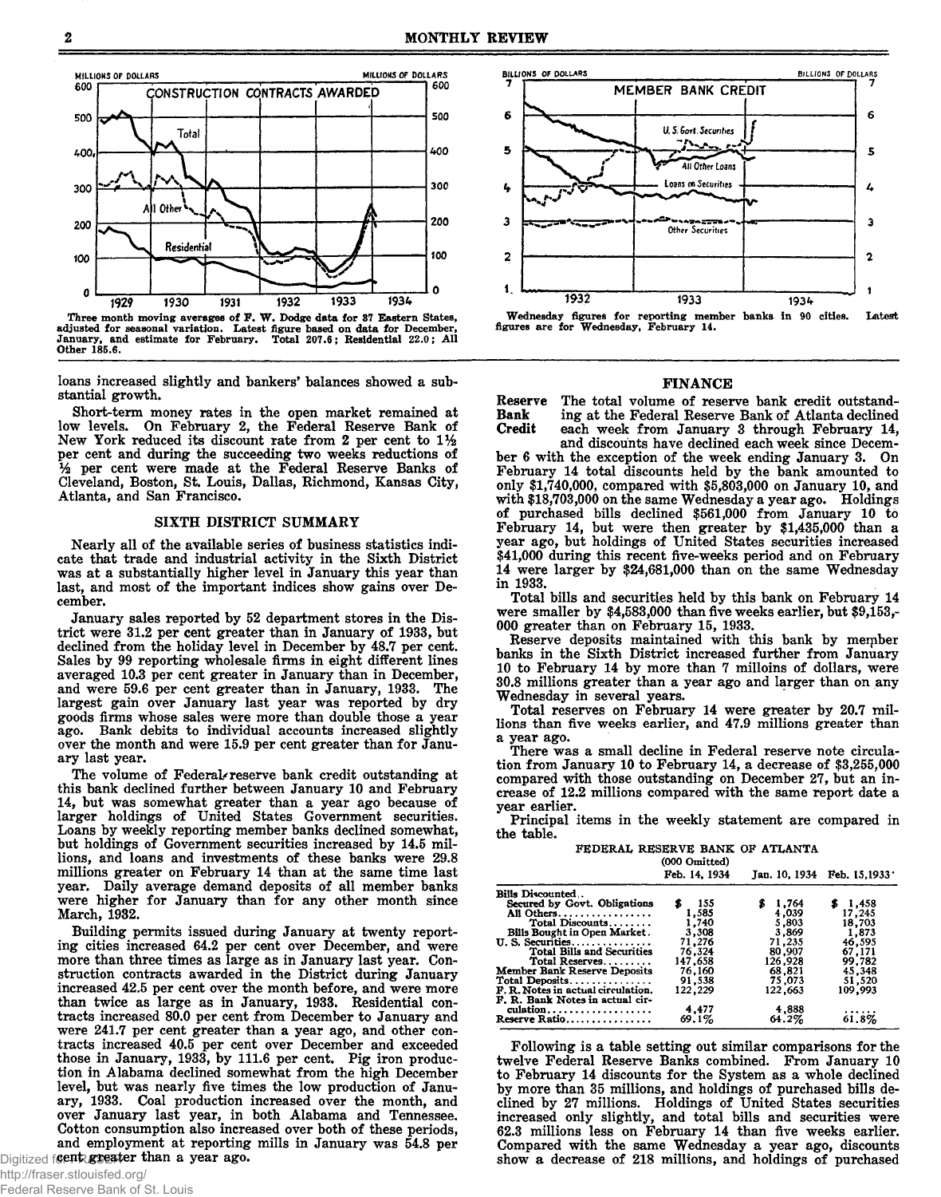Three month moving averages of F. W. Dodge data for 37 Eastern States, adjusted for seasonal variation. Latest figure based on data for December, January, and estimate for February. Total 207.6; Residential 22.0; All Other 185.6.

Wednesday figures for reporting member banks in 90 cities. Latest figures are for Wednesday, February 14.

loans increased slightly and bankers' balances showed a substantial growth.

Short-term money rates in the open market remained at low levels. On February 2, the Federal Reserve Bank of New York reduced its discount rate from 2 per cent to 1½ per cent and during the succeeding two weeks reductions of ½ per cent were made at the Federal Reserve Banks of Cleveland, Boston, St. Louis, Dallas, Richmond, Kansas City, Atlanta, and San Francisco.

## SIXTH DISTRICT SUMMARY

Nearly all of the available series of business statistics indicate that trade and industrial activity in the Sixth District was at a substantially higher level in January this year than last, and most of the important indices show gains over December.

January sales reported by 52 department stores in the District were 31.2 per cent greater than in January of 1933, but declined from the holiday level in December by 48.7 per cent. Sales by 99 reporting wholesale firms in eight different lines averaged 10.3 per cent greater in January than in December, and were 59.6 per cent greater than in January, 1933. The largest gain over January last year was reported by dry goods firms whose sales were more than double those a year ago. Bank debits to individual accounts increased slightly over the month and were 15.9 per cent greater than for January last year.

The volume of Federal reserve bank credit outstanding at this bank declined further between January 10 and February 14, but was somewhat greater than a year ago because of larger holdings of United States Government securities. Loans by weekly reporting member banks declined somewhat, but holdings of Government securities increased by 14.5 millions, and loans and investments of these banks were 29.8 millions greater on February 14 than at the same time last year. Daily average demand deposits of all member banks were higher for January than for any other month since March, 1932.

Building permits issued during January at twenty reporting cities increased 64.2 per cent over December, and were more than three times as large as in January last year. Construction contracts awarded in the District during January increased 42.5 per cent over the month before, and were more than twice as large as in January, 1933. Residential contracts increased 80.0 per cent from December to January and were 241.7 per cent greater than a year ago, and other contracts increased 40.5 per cent over December and exceeded those in January, 1933, by 111.6 per cent. Pig iron production in Alabama declined somewhat from the high December level, but was nearly five times the low production of January, 1933. Coal production increased over the month, and over January last year, in both Alabama and Tennessee. Cotton consumption also increased over both of these periods, and employment at reporting mills in January was 54.8 per cent greater than a year ago.

## FINANCE

**Reserve Bank Credit** The total volume of reserve bank credit outstanding at the Federal Reserve Bank of Atlanta declined each week from January 3 through February 14, and discounts have declined each week since December 6 with the exception of the week ending January 3. On February 14 total discounts held by the bank amounted to only $1,740,000, compared with $5,803,000 on January 10, and with $18,703,000 on the same Wednesday a year ago. Holdings of purchased bills declined $561,000 from January 10 to February 14, but were then greater by $1,435,000 than a year ago, but holdings of United States securities increased $41,000 during this recent five-weeks period and on February 14 were larger by $24,681,000 than on the same Wednesday in 1933.

Total bills and securities held by this bank on February 14 were smaller by $4,583,000 than five weeks earlier, but $9,153,000 greater than on February 15, 1933.

Reserve deposits maintained with this bank by member banks in the Sixth District increased further from January 10 to February 14 by more than 7 milloins of dollars, were 30.8 millions greater than a year ago and larger than on any Wednesday in several years.

Total reserves on February 14 were greater by 20.7 millions than five weeks earlier, and 47.9 millions greater than a year ago.

There was a small decline in Federal reserve note circulation from January 10 to February 14, a decrease of $3,255,000 compared with those outstanding on December 27, but an increase of 12.2 millions compared with the same report date a year earlier.

Principal items in the weekly statement are compared in the table.

FEDERAL RESERVE BANK OF ATLANTA
(000 Omitted)

| | Feb. 14, 1934 | Jan. 10, 1934 | Feb. 15, 1933 |
|---|---|---|---|
| Bills Discounted: | | | |
| Secured by Govt. Obligations | $ 155 | $ 1,764 | $ 1,458 |
| All Others | 1,585 | 4,039 | 17,245 |
| Total Discounts | 1,740 | 5,803 | 18,703 |
| Bills Bought in Open Market | 3,308 | 3,869 | 1,873 |
| U. S. Securities | 71,276 | 71,235 | 46,595 |
| Total Bills and Securities | 76,324 | 80,907 | 67,171 |
| Total Reserves | 147,658 | 126,928 | 99,782 |
| Member Bank Reserve Deposits | 76,160 | 68,821 | 45,348 |
| Total Deposits | 91,538 | 75,073 | 51,520 |
| F. R. Notes in actual circulation | 122,229 | 122,663 | 109,993 |
| F. R. Bank Notes in actual circulation | 4,477 | 4,888 | ...... |
| Reserve Ratio | 69.1% | 64.2% | 61.8% |

Following is a table setting out similar comparisons for the twelve Federal Reserve Banks combined. From January 10 to February 14 discounts for the System as a whole declined by more than 35 millions, and holdings of purchased bills declined by 27 millions. Holdings of United States securities increased only slightly, and total bills and securities were 62.3 millions less on February 14 than five weeks earlier. Compared with the same Wednesday a year ago, discounts show a decrease of 218 millions, and holdings of purchased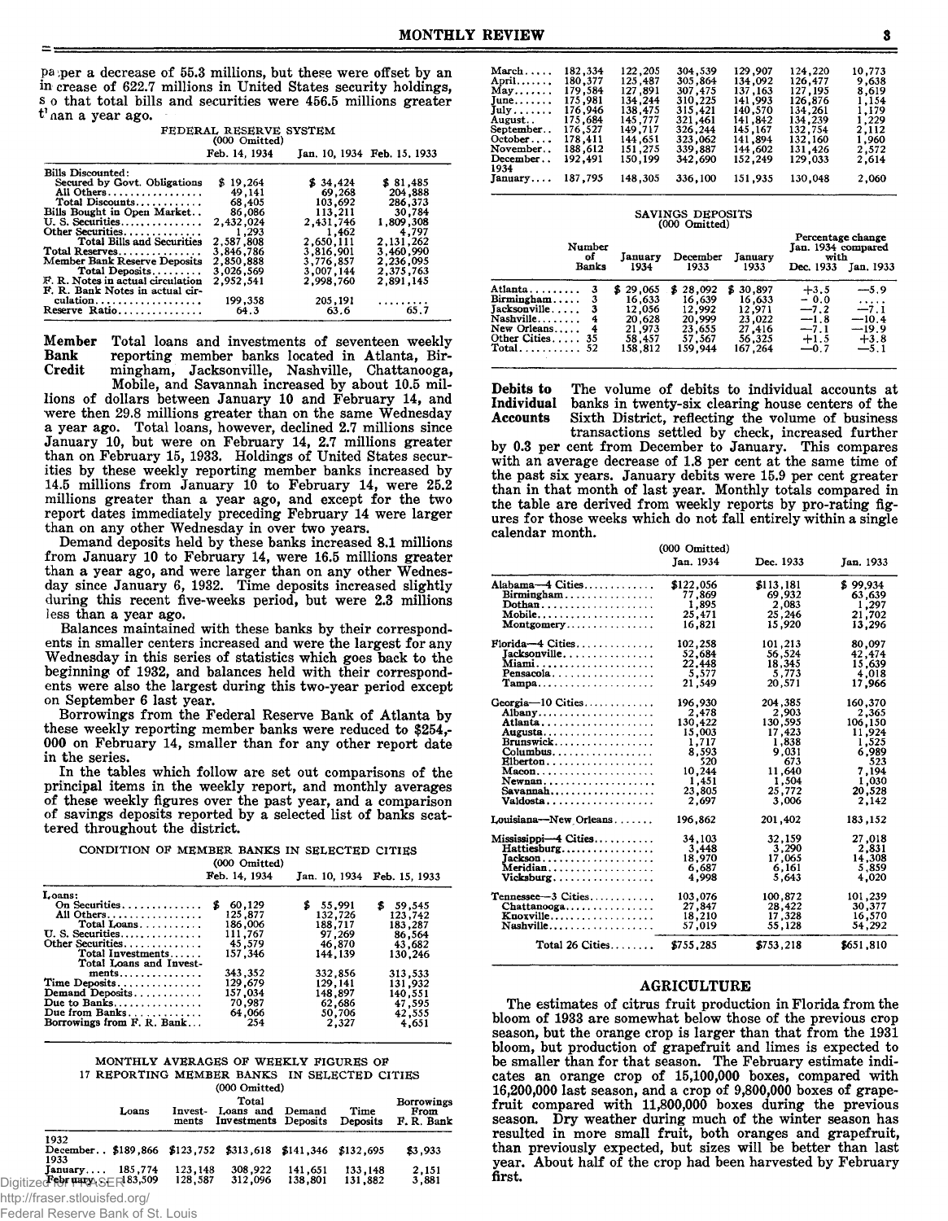paper a decrease of 55.3 millions, but these were offset by an increase of 622.7 millions in United States security holdings, so that total bills and securities were 456.5 millions greater than a year ago.

FEDERAL RESERVE SYSTEM
(000 Omitted)

| | Feb. 14, 1934 | Jan. 10, 1934 | Feb. 15, 1933 |
|---|---|---|---|
| Bills Discounted: | | | |
| Secured by Govt. Obligations | $ 19,264 | $ 34,424 | $ 81,485 |
| All Others | 49,141 | 69,268 | 204,888 |
| Total Discounts | 68,405 | 103,692 | 286,373 |
| Bills Bought in Open Market | 86,086 | 113,211 | 30,784 |
| U. S. Securities | 2,432,024 | 2,431,746 | 1,809,308 |
| Other Securities | 1,293 | 1,462 | 4,797 |
| Total Bills and Securities | 2,587,808 | 2,650,111 | 2,131,262 |
| Total Reserves | 3,846,786 | 3,816,901 | 3,460,990 |
| Member Bank Reserve Deposits | 2,850,888 | 3,776,857 | 2,236,095 |
| Total Deposits | 3,026,569 | 3,007,144 | 2,375,763 |
| F. R. Notes in actual circulation | 2,952,541 | 2,998,760 | 2,891,145 |
| F. R. Bank Notes in actual circulation | 199,358 | 205,191 | ......... |
| Reserve Ratio | 64.3 | 63.6 | 65.7 |

**Member Bank Credit** Total loans and investments of seventeen weekly reporting member banks located in Atlanta, Birmingham, Jacksonville, Nashville, Chattanooga, Mobile, and Savannah increased by about 10.5 millions of dollars between January 10 and February 14, and were then 29.8 millions greater than on the same Wednesday a year ago. Total loans, however, declined 2.7 millions since January 10, but were on February 14, 2.7 millions greater than on February 15, 1933. Holdings of United States securities by these weekly reporting member banks increased by 14.5 millions from January 10 to February 14, were 25.2 millions greater than a year ago, and except for the two report dates immediately preceding February 14 were larger than on any other Wednesday in over two years.

Demand deposits held by these banks increased 8.1 millions from January 10 to February 14, were 16.5 millions greater than a year ago, and were larger than on any other Wednesday since January 6, 1932. Time deposits increased slightly during this recent five-weeks period, but were 2.3 millions less than a year ago.

Balances maintained with these banks by their correspondents in smaller centers increased and were the largest for any Wednesday in this series of statistics which goes back to the beginning of 1932, and balances held with their correspondents were also the largest during this two-year period except on September 6 last year.

Borrowings from the Federal Reserve Bank of Atlanta by these weekly reporting member banks were reduced to $254,000 on February 14, smaller than for any other report date in the series.

In the tables which follow are set out comparisons of the principal items in the weekly report, and monthly averages of these weekly figures over the past year, and a comparison of savings deposits reported by a selected list of banks scattered throughout the district.

CONDITION OF MEMBER BANKS IN SELECTED CITIES
(000 Omitted)

| | Feb. 14, 1934 | Jan. 10, 1934 | Feb. 15, 1933 |
|---|---|---|---|
| Loans: | | | |
| On Securities | $ 60,129 | $ 55,991 | $ 59,545 |
| All Others | 125,877 | 132,726 | 123,742 |
| Total Loans | 186,006 | 188,717 | 183,287 |
| U. S. Securities | 111,767 | 97,269 | 86,564 |
| Other Securities | 45,579 | 46,870 | 43,682 |
| Total Investments | 157,346 | 144,139 | 130,246 |
| Total Loans and Investments | 343,352 | 332,856 | 313,533 |
| Time Deposits | 129,679 | 129,141 | 131,932 |
| Demand Deposits | 157,034 | 148,897 | 140,551 |
| Due to Banks | 70,987 | 62,686 | 47,595 |
| Due from Banks | 64,066 | 50,706 | 42,555 |
| Borrowings from F. R. Bank | 254 | 2,327 | 4,651 |

MONTHLY AVERAGES OF WEEKLY FIGURES OF 17 REPORTING MEMBER BANKS IN SELECTED CITIES
(000 Omitted)

| | Loans | Investments | Total Loans and Investments | Demand Deposits | Time Deposits | Borrowings From F. R. Bank |
|---|---|---|---|---|---|---|
| 1932 | | | | | | |
| December | $189,866 | $123,752 | $313,618 | $141,346 | $132,695 | $3,933 |
| 1933 | | | | | | |
| January | 185,774 | 123,148 | 308,922 | 141,651 | 133,148 | 2,151 |
| February | 183,509 | 128,587 | 312,096 | 138,801 | 131,882 | 3,881 |
| March | 182,334 | 122,205 | 304,539 | 129,907 | 124,220 | 10,773 |
| April | 180,377 | 125,487 | 305,864 | 134,092 | 126,477 | 9,638 |
| May | 179,584 | 127,891 | 307,475 | 137,163 | 127,195 | 8,619 |
| June | 175,981 | 134,244 | 310,225 | 141,993 | 126,876 | 1,154 |
| July | 176,946 | 138,475 | 315,421 | 140,570 | 134,261 | 1,179 |
| August | 175,684 | 145,777 | 321,461 | 141,842 | 134,239 | 1,229 |
| September | 176,527 | 149,717 | 326,244 | 145,167 | 132,754 | 2,112 |
| October | 178,411 | 144,651 | 323,062 | 141,894 | 132,160 | 1,960 |
| November | 188,612 | 151,275 | 339,887 | 144,602 | 131,426 | 2,572 |
| December | 192,491 | 150,199 | 342,690 | 152,249 | 129,033 | 2,614 |
| 1934 | | | | | | |
| January | 187,795 | 148,305 | 336,100 | 151,935 | 130,048 | 2,060 |

SAVINGS DEPOSITS
(000 Omitted)

| | Number of Banks | January 1934 | December 1933 | January 1933 | Percentage change Jan. 1934 compared with Dec. 1933 | Jan. 1933 |
|---|---|---|---|---|---|---|
| Atlanta | 3 | $ 29,065 | $ 28,092 | $ 30,897 | +3.5 | —5.9 |
| Birmingham | 3 | 16,633 | 16,639 | 16,633 | — 0.0 | ..... |
| Jacksonville | 3 | 12,056 | 12,992 | 12,971 | —7.2 | —7.1 |
| Nashville | 4 | 20,628 | 20,999 | 23,022 | —1.8 | —10.4 |
| New Orleans | 4 | 21,973 | 23,655 | 27,416 | —7.1 | —19.9 |
| Other Cities | 35 | 58,457 | 57,567 | 56,325 | +1.5 | +3.8 |
| Total | 52 | 158,812 | 159,944 | 167,264 | —0.7 | —5.1 |

**Debits to Individual Accounts** The volume of debits to individual accounts at banks in twenty-six clearing house centers of the Sixth District, reflecting the volume of business transactions settled by check, increased further by 0.3 per cent from December to January. This compares with an average decrease of 1.8 per cent at the same time of the past six years. January debits were 15.9 per cent greater than in that month of last year. Monthly totals compared in the table are derived from weekly reports by pro-rating figures for those weeks which do not fall entirely within a single calendar month.

(000 Omitted)

| | Jan. 1934 | Dec. 1933 | Jan. 1933 |
|---|---|---|---|
| Alabama—4 Cities | $122,056 | $113,181 | $ 99,934 |
| Birmingham | 77,869 | 69,932 | 63,639 |
| Dothan | 1,895 | 2,083 | 1,297 |
| Mobile | 25,471 | 25,246 | 21,702 |
| Montgomery | 16,821 | 15,920 | 13,296 |
| Florida—4 Cities | 102,258 | 101,213 | 80,097 |
| Jacksonville | 52,684 | 56,524 | 42,474 |
| Miami | 22,448 | 18,345 | 15,639 |
| Pensacola | 5,577 | 5,773 | 4,018 |
| Tampa | 21,549 | 20,571 | 17,966 |
| Georgia—10 Cities | 196,930 | 204,385 | 160,370 |
| Albany | 2,478 | 2,903 | 2,365 |
| Atlanta | 130,422 | 130,595 | 106,150 |
| Augusta | 15,003 | 17,423 | 11,924 |
| Brunswick | 1,717 | 1,838 | 1,525 |
| Columbus | 8,593 | 9,031 | 6,989 |
| Elberton | 520 | 673 | 523 |
| Macon | 10,244 | 11,640 | 7,194 |
| Newnan | 1,451 | 1,504 | 1,030 |
| Savannah | 23,805 | 25,772 | 20,528 |
| Valdosta | 2,697 | 3,006 | 2,142 |
| Louisiana—New Orleans | 196,862 | 201,402 | 183,152 |
| Mississippi—4 Cities | 34,103 | 32,159 | 27,018 |
| Hattiesburg | 3,448 | 3,290 | 2,831 |
| Jackson | 18,970 | 17,065 | 14,308 |
| Meridian | 6,687 | 6,161 | 5,859 |
| Vicksburg | 4,998 | 5,643 | 4,020 |
| Tennessee—3 Cities | 103,076 | 100,872 | 101,239 |
| Chattanooga | 27,847 | 28,422 | 30,377 |
| Knoxville | 18,210 | 17,328 | 16,570 |
| Nashville | 57,019 | 55,128 | 54,292 |
| Total 26 Cities | $755,285 | $753,218 | $651,810 |

## AGRICULTURE

The estimates of citrus fruit production in Florida from the bloom of 1933 are somewhat below those of the previous crop season, but the orange crop is larger than that from the 1931 bloom, but production of grapefruit and limes is expected to be smaller than for that season. The February estimate indicates an orange crop of 15,100,000 boxes, compared with 16,200,000 last season, and a crop of 9,800,000 boxes of grapefruit compared with 11,800,000 boxes during the previous season. Dry weather during much of the winter season has resulted in more small fruit, both oranges and grapefruit, than previously expected, but sizes will be better than last year. About half of the crop had been harvested by February first.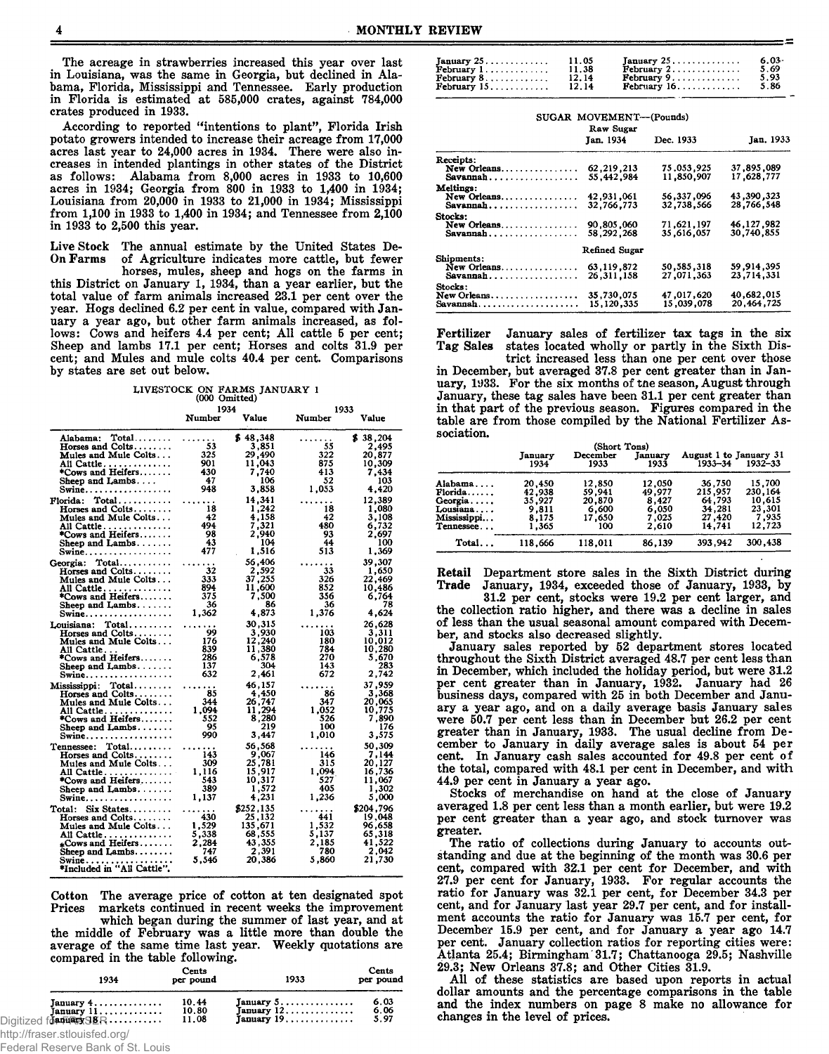The acreage in strawberries increased this year over last in Louisiana, was the same in Georgia, but declined in Alabama, Florida, Mississippi and Tennessee. Early production in Florida is estimated at 585,000 crates, against 784,000 crates produced in 1933.

According to reported "intentions to plant", Florida Irish potato growers intended to increase their acreage from 17,000 acres last year to 24,000 acres in 1934. There were also increases in intended plantings in other states of the District as follows: Alabama from 8,000 acres in 1933 to 10,600 acres in 1934; Georgia from 800 in 1933 to 1,400 in 1934; Louisiana from 20,000 in 1933 to 21,000 in 1934; Mississippi from 1,100 in 1933 to 1,400 in 1934; and Tennessee from 2,100 in 1933 to 2,500 this year.

**Live Stock On Farms** The annual estimate by the United States Department of Agriculture indicates more cattle, but fewer horses, mules, sheep and hogs on the farms in this District on January 1, 1934, than a year earlier, but the total value of farm animals increased 23.1 per cent over the year. Hogs declined 6.2 per cent in value, compared with January a year ago, but other farm animals increased, as follows: Cows and heifers 4.4 per cent; All cattle 5 per cent; Sheep and lambs 17.1 per cent; Horses and colts 31.9 per cent; and Mules and mule colts 40.4 per cent. Comparisons by states are set out below.

LIVESTOCK ON FARMS JANUARY 1
(000 Omitted)

| | 1934 Number | 1934 Value | 1933 Number | 1933 Value |
|---|---|---|---|---|
| Alabama: Total | ....... | $ 48,348 | ....... | $ 38,204 |
| Horses and Colts | 53 | 3,851 | 55 | 2,495 |
| Mules and Mule Colts | 325 | 29,490 | 322 | 20,877 |
| All Cattle | 901 | 11,043 | 875 | 10,309 |
| *Cows and Heifers | 430 | 7,740 | 413 | 7,434 |
| Sheep and Lambs | 47 | 106 | 52 | 103 |
| Swine | 948 | 3,858 | 1,053 | 4,420 |
| Florida: Total | ....... | 14,341 | ....... | 12,389 |
| Horses and Colts | 18 | 1,242 | 18 | 1,080 |
| Mules and Mule Colts | 42 | 4,158 | 42 | 3,108 |
| All Cattle | 494 | 7,321 | 480 | 6,732 |
| *Cows and Heifers | 98 | 2,940 | 93 | 2,697 |
| Sheep and Lambs | 43 | 104 | 44 | 100 |
| Swine | 477 | 1,516 | 513 | 1,369 |
| Georgia: Total | ....... | 56,406 | ....... | 39,307 |
| Horses and Colts | 32 | 2,592 | 33 | 1,650 |
| Mules and Mule Colts | 333 | 37,255 | 326 | 22,469 |
| All Cattle | 894 | 11,600 | 852 | 10,486 |
| *Cows and Heifers | 375 | 7,500 | 356 | 6,764 |
| Sheep and Lambs | 36 | 86 | 36 | 78 |
| Swine | 1,362 | 4,873 | 1,376 | 4,624 |
| Louisiana: Total | ....... | 30,315 | ....... | 26,628 |
| Horses and Colts | 99 | 3,930 | 103 | 3,311 |
| Mules and Mule Colts | 176 | 12,240 | 180 | 10,012 |
| All Cattle | 839 | 11,380 | 784 | 10,280 |
| *Cows and Heifers | 286 | 6,578 | 270 | 5,670 |
| Sheep and Lambs | 137 | 304 | 143 | 283 |
| Swine | 632 | 2,461 | 672 | 2,742 |
| Mississippi: Total | ....... | 46,157 | ....... | 37,959 |
| Horses and Colts | 85 | 4,450 | 86 | 3,368 |
| Mules and Mule Colts | 344 | 26,747 | 347 | 20,065 |
| All Cattle | 1,094 | 11,294 | 1,052 | 10,775 |
| *Cows and Heifers | 552 | 8,280 | 526 | 7,890 |
| Sheep and Lambs | 95 | 219 | 100 | 176 |
| Swine | 990 | 3,447 | 1,010 | 3,575 |
| Tennessee: Total | ....... | 56,568 | ....... | 50,309 |
| Horses and Colts | 143 | 9,067 | 146 | 7,144 |
| Mules and Mule Colts | 309 | 25,781 | 315 | 20,127 |
| All Cattle | 1,116 | 15,917 | 1,094 | 16,736 |
| *Cows and Heifers | 543 | 10,317 | 527 | 11,067 |
| Sheep and Lambs | 389 | 1,572 | 405 | 1,302 |
| Swine | 1,137 | 4,231 | 1,236 | 5,000 |
| Total: Six States | ....... | $252,135 | ....... | $204,796 |
| Horses and Colts | 430 | 25,132 | 441 | 19,048 |
| Mules and Mule Colts | 1,529 | 135,671 | 1,532 | 96,658 |
| All Cattle | 5,338 | 68,555 | 5,137 | 65,318 |
| *Cows and Heifers | 2,284 | 43,355 | 2,185 | 41,522 |
| Sheep and Lambs | 747 | 2,391 | 780 | 2,042 |
| Swine | 5,546 | 20,386 | 5,860 | 21,730 |

*Included in "All Cattle".

**Cotton Prices** The average price of cotton at ten designated spot markets continued in recent weeks the improvement which began during the summer of last year, and at the middle of February was a little more than double the average of the same time last year. Weekly quotations are compared in the table following.

| 1934 | Cents per pound | 1933 | Cents per pound |
|---|---|---|---|
| January 4 | 10.44 | January 5 | 6.03 |
| January 11 | 10.80 | January 12 | 6.06 |
| January 18 | 11.08 | January 19 | 5.97 |
| January 25 | 11.05 | January 25 | 6.03 |
| February 1 | 11.38 | February 2 | 5.69 |
| February 8 | 12.14 | February 9 | 5.93 |
| February 15 | 12.14 | February 16 | 5.86 |

SUGAR MOVEMENT—(Pounds)

| | Jan. 1934 | Dec. 1933 | Jan. 1933 |
|---|---|---|---|
| **Raw Sugar** | | | |
| Receipts: | | | |
| New Orleans | 62,219,213 | 75,053,925 | 37,895,089 |
| Savannah | 55,442,984 | 11,850,907 | 17,628,777 |
| Meltings: | | | |
| New Orleans | 42,931,061 | 56,337,096 | 43,390,323 |
| Savannah | 32,766,773 | 32,738,566 | 28,766,548 |
| Stocks: | | | |
| New Orleans | 90,805,060 | 71,621,197 | 46,127,982 |
| Savannah | 58,292,268 | 35,616,057 | 30,740,855 |
| **Refined Sugar** | | | |
| Shipments: | | | |
| New Orleans | 63,119,872 | 50,585,318 | 59,914,395 |
| Savannah | 26,311,158 | 27,071,363 | 23,714,331 |
| Stocks: | | | |
| New Orleans | 35,730,075 | 47,017,620 | 40,682,015 |
| Savannah | 15,120,335 | 15,039,078 | 20,464,725 |

**Fertilizer Tag Sales** January sales of fertilizer tax tags in the six states located wholly or partly in the Sixth District increased less than one per cent over those in December, but averaged 37.8 per cent greater than in January, 1933. For the six months of the season, August through January, these tag sales have been 31.1 per cent greater than in that part of the previous season. Figures compared in the table are from those compiled by the National Fertilizer Association.

(Short Tons)

| | January 1934 | December 1933 | January 1933 | August 1 to January 31 1933–34 | 1932–33 |
|---|---|---|---|---|---|
| Alabama | 20,450 | 12,850 | 12,050 | 36,750 | 15,700 |
| Florida | 42,938 | 59,941 | 49,977 | 215,957 | 230,164 |
| Georgia | 35,927 | 20,870 | 8,427 | 64,793 | 10,615 |
| Louisiana | 9,811 | 6,600 | 6,050 | 34,281 | 23,301 |
| Mississippi | 8,175 | 17,650 | 7,025 | 27,420 | 7,935 |
| Tennessee | 1,365 | 100 | 2,610 | 14,741 | 12,723 |
| Total | 118,666 | 118,011 | 86,139 | 393,942 | 300,438 |

**Retail Trade** Department store sales in the Sixth District during January, 1934, exceeded those of January, 1933, by 31.2 per cent, stocks were 19.2 per cent larger, and the collection ratio higher, and there was a decline in sales of less than the usual seasonal amount compared with December, and stocks also decreased slightly.

January sales reported by 52 department stores located throughout the Sixth District averaged 48.7 per cent less than in December, which included the holiday period, but were 31.2 per cent greater than in January, 1932. January had 26 business days, compared with 25 in both December and January a year ago, and on a daily average basis January sales were 50.7 per cent less than in December but 26.2 per cent greater than in January, 1933. The usual decline from December to January in daily average sales is about 54 per cent. In January cash sales accounted for 49.8 per cent of the total, compared with 48.1 per cent in December, and with 44.9 per cent in January a year ago.

Stocks of merchandise on hand at the close of January averaged 1.8 per cent less than a month earlier, but were 19.2 per cent greater than a year ago, and stock turnover was greater.

The ratio of collections during January to accounts outstanding and due at the beginning of the month was 30.6 per cent, compared with 32.1 per cent for December, and with 27.9 per cent for January, 1933. For regular accounts the ratio for January was 32.1 per cent, for December 34.3 per cent, and for January last year 29.7 per cent, and for installment accounts the ratio for January was 15.7 per cent, for December 15.9 per cent, and for January a year ago 14.7 per cent. January collection ratios for reporting cities were: Atlanta 25.4; Birmingham 31.7; Chattanooga 29.5; Nashville 29.3; New Orleans 37.8; and Other Cities 31.9.

All of these statistics are based upon reports in actual dollar amounts and the percentage comparisons in the table and the index numbers on page 8 make no allowance for changes in the level of prices.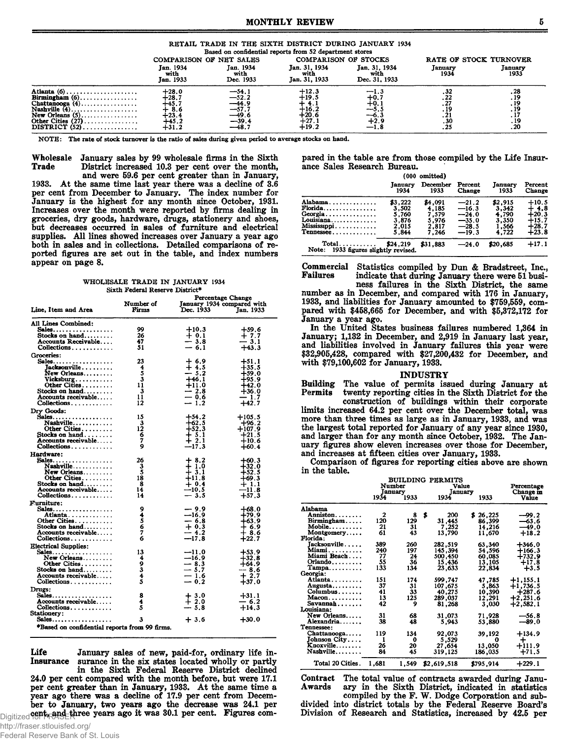RETAIL TRADE IN THE SIXTH DISTRICT DURING JANUARY 1934

Based on confidential reports from 52 department stores

| | COMPARISON OF NET SALES | | COMPARISON OF STOCKS | | RATE OF STOCK TURNOVER | |
|---|---|---|---|---|---|---|
| | Jan. 1934 with Jan. 1933 | Jan. 1934 with Dec. 1933 | Jan. 31, 1934 with Jan. 31, 1933 | Jan. 31, 1934 with Dec. 31, 1933 | January 1934 | January 1933 |
| Atlanta (6) | +28.0 | —54.1 | +12.3 | —1.3 | .32 | .28 |
| Birmingham (6) | +28.7 | —52.2 | +19.5 | +0.7 | .22 | .19 |
| Chattanooga (4) | +45.7 | —44.9 | + 4.1 | +0.1 | .27 | .19 |
| Nashville (4) | + 8.6 | —57.7 | +16.2 | —5.5 | .19 | .19 |
| New Orleans (5) | +23.4 | —49.6 | +20.6 | —6.3 | .21 | .17 |
| Other Cities (27) | +45.2 | —39.4 | +27.1 | +2.9 | .30 | .19 |
| DISTRICT (52) | +31.2 | —48.7 | +19.2 | —1.8 | .25 | .20 |

NOTE: The rate of stock turnover is the ratio of sales during given period to average stocks on hand.

**Wholesale Trade** January sales by 99 wholesale firms in the Sixth District increased 10.3 per cent over the month, and were 59.6 per cent greater than in January, 1933. At the same time last year there was a decline of 3.6 per cent from December to January. The index number for January is the highest for any month since October, 1931. Increases over the month were reported by firms dealing in groceries, dry goods, hardware, drugs, stationery and shoes, but decreases occurred in sales of furniture and electrical supplies. All lines showed increases over January a year ago both in sales and in collections. Detailed comparisons of reported figures are set out in the table, and index numbers appear on page 8.

WHOLESALE TRADE IN JANUARY 1934

Sixth Federal Reserve District*

| Line, Item and Area | Number of Firms | Percentage Change January 1934 compared with Dec. 1933 | Jan. 1933 |
|---|---|---|---|
| **All Lines Combined:** | | | |
| Sales | 99 | +10.3 | +59.6 |
| Stocks on hand | 26 | + 0.1 | + 7.7 |
| Accounts Receivable | 47 | — 3.8 | — 3.1 |
| Collections | 51 | — 6.1 | +43.3 |
| **Groceries:** | | | |
| Sales | 23 | + 6.9 | +51.1 |
| Jacksonville | 4 | + 4.5 | +35.5 |
| New Orleans | 5 | — 5.2 | +59.0 |
| Vicksburg | 3 | +46.1 | +95.9 |
| Other Cities | 11 | +11.0 | +42.0 |
| Stocks on hand | 3 | — 2.8 | +36.0 |
| Accounts receivable | 11 | — 0.6 | — 1.7 |
| Collections | 12 | — 1.2 | +42.7 |
| **Dry Goods:** | | | |
| Sales | 15 | +54.2 | +105.5 |
| Nashville | 3 | +62.5 | +96.2 |
| Other Cities | 12 | +52.3 | +107.9 |
| Stocks on hand | 6 | + 5.1 | +21.5 |
| Accounts receivable | 7 | + 2.1 | +10.6 |
| Collections | 9 | —17.3 | +60.4 |
| **Hardware:** | | | |
| Sales | 26 | + 8.2 | +60.3 |
| Nashville | 3 | + 1.0 | +32.0 |
| New Orleans | 5 | + 3.1 | +52.5 |
| Other Cities | 18 | +11.8 | +69.3 |
| Stocks on hand | 8 | + 0.4 | + 1.1 |
| Accounts receivable | 14 | —10.5 | —11.8 |
| Collections | 14 | — 3.5 | +57.3 |
| **Furniture:** | | | |
| Sales | 9 | — 9.9 | +68.0 |
| Atlanta | 4 | —16.9 | +79.9 |
| Other Cities | 5 | — 6.8 | +63.9 |
| Stocks on hand | 6 | + 0.3 | + 6.9 |
| Accounts receivable | 7 | — 4.2 | + 8.6 |
| Collections | 6 | —17.8 | +22.7 |
| **Electrical Supplies:** | | | |
| Sales | 13 | —11.0 | +53.9 |
| New Orleans | 4 | —16.9 | +32.8 |
| Other Cities | 9 | — 8.3 | +64.9 |
| Stocks on hand | 3 | — 5.7 | — 8.6 |
| Accounts receivable | 4 | — 1.6 | + 2.7 |
| Collections | 5 | — 0.2 | +37.0 |
| **Drugs:** | | | |
| Sales | 8 | + 3.0 | +31.1 |
| Accounts receivable | 4 | + 2.0 | — 6.2 |
| Collections | 5 | — 5.8 | +14.3 |
| **Stationery:** | | | |
| Sales | 3 | + 3.6 | +30.0 |

*Based on confidential reports from 99 firms.

**Life Insurance** January sales of new, paid-for, ordinary life insurance in the six states located wholly or partly in the Sixth Federal Reserve District declined 24.0 per cent compared with the month before, but were 17.1 per cent greater than in January, 1933. At the same time a year ago there was a decline of 17.9 per cent from December to January, two years ago the decrease was 24.1 per cent, and three years ago it was 30.1 per cent. Figures compared in the table are from those compiled by the Life Insurance Sales Research Bureau.

(000 omitted)

| | January 1934 | December 1933 | Percent Change | January 1933 | Percent Change |
|---|---|---|---|---|---|
| Alabama | $3,222 | $4,091 | —21.2 | $2,915 | +10.5 |
| Florida | 3,502 | 4,185 | —16.3 | 3,342 | + 4.8 |
| Georgia | 5,760 | 7,579 | —24.0 | 4,790 | +20.3 |
| Louisiana | 3,876 | 5,976 | —35.0 | 3,350 | +15.7 |
| Mississippi | 2,015 | 2,817 | —28.5 | 1,566 | +28.7 |
| Tennessee | 5,844 | 7,246 | —19.3 | 4,722 | +23.8 |
| Total | $24,219 | $31,883 | —24.0 | $20,685 | +17.1 |

Note: 1933 figures slightly revised.

**Commercial Failures** Statistics compiled by Dun & Bradstreet, Inc., indicate that during January there were 51 business failures in the Sixth District, the same number as in December, and compared with 176 in January, 1933, and liabilities for January amounted to $759,559, compared with $458,665 for December, and with $5,372,172 for January a year ago.

In the United States business failures numbered 1,364 in January; 1,132 in December, and 2,919 in January last year, and liabilities involved in January failures this year were $32,905,428, compared with $27,200,432 for December, and with $79,100,602 for January, 1933.

## INDUSTRY

**Building Permits** The value of permits issued during January at twenty reporting cities in the Sixth District for the construction of buildings within their corporate limits increased 64.2 per cent over the December total, was more than three times as large as in January, 1933, and was the largest total reported for January of any year since 1930, and larger than for any month since October, 1932. The January figures show eleven increases over those for December, and increases at fifteen cities over January, 1933.

Comparison of figures for reporting cities above are shown in the table.

BUILDING PERMITS

| | Number January 1934 | 1933 | Value January 1934 | 1933 | Percentage Change in Value |
|---|---|---|---|---|---|
| **Alabama** | | | | | |
| Anniston | 2 | 8 | $ 200 | $ 26,225 | —99.2 |
| Birmingham | 120 | 129 | 31,445 | 86,399 | —63.6 |
| Mobile | 21 | 31 | 7,252 | 14,216 | —49.0 |
| Montgomery | 61 | 43 | 13,790 | 11,670 | +18.2 |
| **Florida:** | | | | | |
| Jacksonville | 389 | 260 | 282,519 | 63,340 | +346.0 |
| Miami | 240 | 197 | 145,394 | 54,596 | +166.3 |
| Miami Beach | 77 | 24 | 500,450 | 60,085 | +732.9 |
| Orlando | 55 | 36 | 15,436 | 13,105 | +17.8 |
| Tampa | 133 | 134 | 23,633 | 22,834 | +3.5 |
| **Georgia:** | | | | | |
| Atlanta | 151 | 174 | 599,747 | 47,785 | +1,155.1 |
| Augusta | 37 | 31 | 107,675 | 5,863 | +1,736.5 |
| Columbus | 41 | 33 | 40,275 | 10,390 | +287.6 |
| Macon | 13 | 125 | 289,037 | 12,291 | +2,251.6 |
| Savannah | 42 | 9 | 81,268 | 3,030 | +2,582.1 |
| **Louisiana:** | | | | | |
| New Orleans | 31 | 68 | 31,073 | 71,928 | —56.8 |
| Alexandria | 38 | 48 | 5,943 | 53,880 | —89.0 |
| **Tennessee:** | | | | | |
| Chattanooga | 119 | 134 | 92,073 | 39,192 | +134.9 |
| Johnson City | 1 | 0 | 5,529 | 0 | + |
| Knoxville | 26 | 20 | 27,654 | 13,050 | +111.9 |
| Nashville | 84 | 45 | 319,125 | 186,035 | +71.5 |
| Total 20 Cities | 1,681 | 1,549 | $2,619,518 | $795,914 | +229.1 |

**Contract Awards** The total value of contracts awarded during January in the Sixth District, indicated in statistics compiled by the F. W. Dodge Corporation and subdivided into district totals by the Federal Reserve Board's Division of Research and Statistics, increased by 42.5 per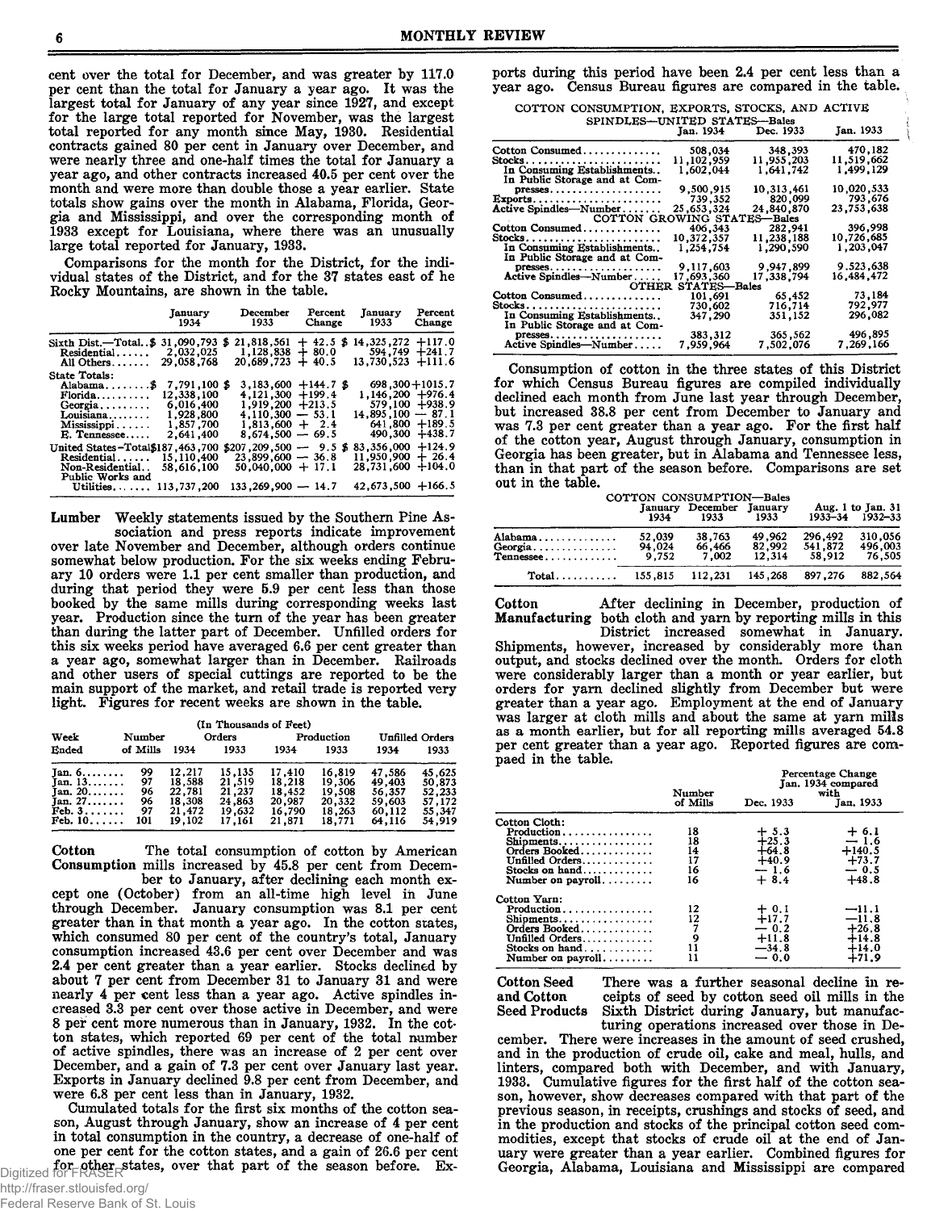cent over the total for December, and was greater by 117.0 per cent than the total for January a year ago. It was the largest total for January of any year since 1927, and except for the large total reported for November, was the largest total reported for any month since May, 1930. Residential contracts gained 80 per cent in January over December, and were nearly three and one-half times the total for January a year ago, and other contracts increased 40.5 per cent over the month and were more than double those a year earlier. State totals show gains over the month in Alabama, Florida, Georgia and Mississippi, and over the corresponding month of 1933 except for Louisiana, where there was an unusually large total reported for January, 1933.

Comparisons for the month for the District, for the individual states of the District, and for the 37 states east of he Rocky Mountains, are shown in the table.

| | January 1934 | December 1933 | Percent Change | January 1933 | Percent Change |
|---|---|---|---|---|---|
| Sixth Dist.—Total.. | $ 31,090,793 | $ 21,818,561 | + 42.5 | $ 14,325,272 | +117.0 |
| Residential | 2,032,025 | 1,128,838 | + 80.0 | 594,749 | +241.7 |
| All Others | 29,058,768 | 20,689,723 | + 40.5 | 13,730,523 | +111.6 |
| State Totals: | | | | | |
| Alabama | $ 7,791,100 | $ 3,183,600 | +144.7 | $ 698,300 | +1015.7 |
| Florida | 12,338,100 | 4,121,300 | +199.4 | 1,146,200 | +976.4 |
| Georgia | 6,016,400 | 1,919,200 | +213.5 | 579,100 | +938.9 |
| Louisiana | 1,928,800 | 4,110,300 | — 53.1 | 14,895,100 | — 87.1 |
| Mississippi | 1,857,700 | 1,813,600 | + 2.4 | 641,800 | +189.5 |
| E. Tennessee | 2,641,400 | 8,674,500 | — 69.5 | 490,300 | +438.7 |
| United States-Total | $187,463,700 | $207,209,500 | — 9.5 | $ 83,356,000 | +124.9 |
| Residential | 15,110,400 | 23,899,600 | — 36.8 | 11,950,900 | + 26.4 |
| Non-Residential | 58,616,100 | 50,040,000 | + 17.1 | 28,731,600 | +104.0 |
| Public Works and Utilities | 113,737,200 | 133,269,900 | — 14.7 | 42,673,500 | +166.5 |

**Lumber** Weekly statements issued by the Southern Pine Association and press reports indicate improvement over late November and December, although orders continue somewhat below production. For the six weeks ending February 10 orders were 1.1 per cent smaller than production, and during that period they were 5.9 per cent less than those booked by the same mills during corresponding weeks last year. Production since the turn of the year has been greater than during the latter part of December. Unfilled orders for this six weeks period have averaged 6.6 per cent greater than a year ago, somewhat larger than in December. Railroads and other users of special cuttings are reported to be the main support of the market, and retail trade is reported very light. Figures for recent weeks are shown in the table.

(In Thousands of Feet)

| Week Ended | Number of Mills | Orders 1934 | Orders 1933 | Production 1934 | Production 1933 | Unfilled Orders 1934 | Unfilled Orders 1933 |
|---|---|---|---|---|---|---|---|
| Jan. 6 | 99 | 12,217 | 15,135 | 17,410 | 16,819 | 47,586 | 45,625 |
| Jan. 13 | 97 | 18,588 | 21,519 | 18,218 | 19,306 | 49,403 | 50,873 |
| Jan. 20 | 96 | 22,781 | 21,237 | 18,452 | 19,508 | 56,357 | 52,233 |
| Jan. 27 | 96 | 18,308 | 24,863 | 20,987 | 20,332 | 59,603 | 57,172 |
| Feb. 3 | 97 | 21,472 | 19,632 | 16,790 | 18,263 | 60,112 | 55,347 |
| Feb. 10 | 101 | 19,102 | 17,161 | 21,871 | 18,771 | 64,116 | 54,919 |

**Cotton Consumption** The total consumption of cotton by American mills increased by 45.8 per cent from December to January, after declining each month except one (October) from an all-time high level in June through December. January consumption was 8.1 per cent greater than in that month a year ago. In the cotton states, which consumed 80 per cent of the country's total, January consumption increased 43.6 per cent over December and was 2.4 per cent greater than a year earlier. Stocks declined by about 7 per cent from December 31 to January 31 and were nearly 4 per cent less than a year ago. Active spindles increased 3.3 per cent over those active in December, and were 8 per cent more numerous than in January, 1932. In the cotton states, which reported 69 per cent of the total number of active spindles, there was an increase of 2 per cent over December, and a gain of 7.3 per cent over January last year. Exports in January declined 9.8 per cent from December, and were 6.8 per cent less than in January, 1932.

Cumulated totals for the first six months of the cotton season, August through January, show an increase of 4 per cent in total consumption in the country, a decrease of one-half of one per cent for the cotton states, and a gain of 26.6 per cent for other states, over that part of the season before. Exports during this period have been 2.4 per cent less than a year ago. Census Bureau figures are compared in the table.

COTTON CONSUMPTION, EXPORTS, STOCKS, AND ACTIVE SPINDLES—UNITED STATES—Bales

| | Jan. 1934 | Dec. 1933 | Jan. 1933 |
|---|---|---|---|
| Cotton Consumed | 508,034 | 348,393 | 470,182 |
| Stocks | 11,102,959 | 11,955,203 | 11,519,662 |
| In Consuming Establishments | 1,602,044 | 1,641,742 | 1,499,129 |
| In Public Storage and at Compresses | 9,500,915 | 10,313,461 | 10,020,533 |
| Exports | 739,352 | 820,099 | 793,676 |
| Active Spindles—Number | 25,653,324 | 24,840,870 | 23,753,638 |
| COTTON GROWING STATES—Bales | | | |
| Cotton Consumed | 406,343 | 282,941 | 396,998 |
| Stocks | 10,372,357 | 11,238,188 | 10,726,685 |
| In Consuming Establishments | 1,254,754 | 1,290,590 | 1,203,047 |
| In Public Storage and at Compresses | 9,117,603 | 9,947,899 | 9,523,638 |
| Active Spindles—Number | 17,693,360 | 17,338,794 | 16,484,472 |
| OTHER STATES—Bales | | | |
| Cotton Consumed | 101,691 | 65,452 | 73,184 |
| Stocks | 730,602 | 716,714 | 792,977 |
| In Consuming Establishments | 347,290 | 351,152 | 296,082 |
| In Public Storage and at Compresses | 383,312 | 365,562 | 496,895 |
| Active Spindles—Number | 7,959,964 | 7,502,076 | 7,269,166 |

Consumption of cotton in the three states of this District for which Census Bureau figures are compiled individually declined each month from June last year through December, but increased 38.8 per cent from December to January and was 7.3 per cent greater than a year ago. For the first half of the cotton year, August through January, consumption in Georgia has been greater, but in Alabama and Tennessee less, than in that part of the season before. Comparisons are set out in the table.

COTTON CONSUMPTION—Bales

| | January 1934 | December 1933 | January 1933 | Aug. 1 to Jan. 31 1933–34 | Aug. 1 to Jan. 31 1932–33 |
|---|---|---|---|---|---|
| Alabama | 52,039 | 38,763 | 49,962 | 296,492 | 310,056 |
| Georgia | 94,024 | 66,466 | 82,992 | 541,872 | 496,003 |
| Tennessee | 9,752 | 7,002 | 12,314 | 58,912 | 76,505 |
| Total | 155,815 | 112,231 | 145,268 | 897,276 | 882,564 |

**Cotton Manufacturing** After declining in December, production of both cloth and yarn by reporting mills in this District increased somewhat in January. Shipments, however, increased by considerably more than output, and stocks declined over the month. Orders for cloth were considerably larger than a month or year earlier, but orders for yarn declined slightly from December but were greater than a year ago. Employment at the end of January was larger at cloth mills and about the same at yarn mills as a month earlier, but for all reporting mills averaged 54.8 per cent greater than a year ago. Reported figures are compared in the table.

| | Number of Mills | Percentage Change Jan. 1934 compared with Dec. 1933 | Jan. 1933 |
|---|---|---|---|
| Cotton Cloth: | | | |
| Production | 18 | + 5.3 | + 6.1 |
| Shipments | 18 | +25.3 | — 1.6 |
| Orders Booked | 14 | +64.8 | +140.5 |
| Unfilled Orders | 17 | +40.9 | +73.7 |
| Stocks on hand | 16 | — 1.6 | — 0.5 |
| Number on payroll | 16 | + 8.4 | +48.8 |
| Cotton Yarn: | | | |
| Production | 12 | + 0.1 | —11.1 |
| Shipments | 12 | +17.7 | —11.8 |
| Orders Booked | 7 | — 0.2 | +26.8 |
| Unfilled Orders | 9 | +11.8 | +14.8 |
| Stocks on hand | 11 | —34.8 | +14.0 |
| Number on payroll | 11 | — 0.0 | +71.9 |

**Cotton Seed and Cotton Seed Products** There was a further seasonal decline in receipts of seed by cotton seed oil mills in the Sixth District during January, but manufacturing operations increased over those in December. There were increases in the amount of seed crushed, and in the production of crude oil, cake and meal, hulls, and linters, compared both with December, and with January, 1933. Cumulative figures for the first half of the cotton season, however, show decreases compared with that part of the previous season, in receipts, crushings and stocks of seed, and in the production and stocks of the principal cotton seed commodities, except that stocks of crude oil at the end of January were greater than a year earlier. Combined figures for Georgia, Alabama, Louisiana and Mississippi are compared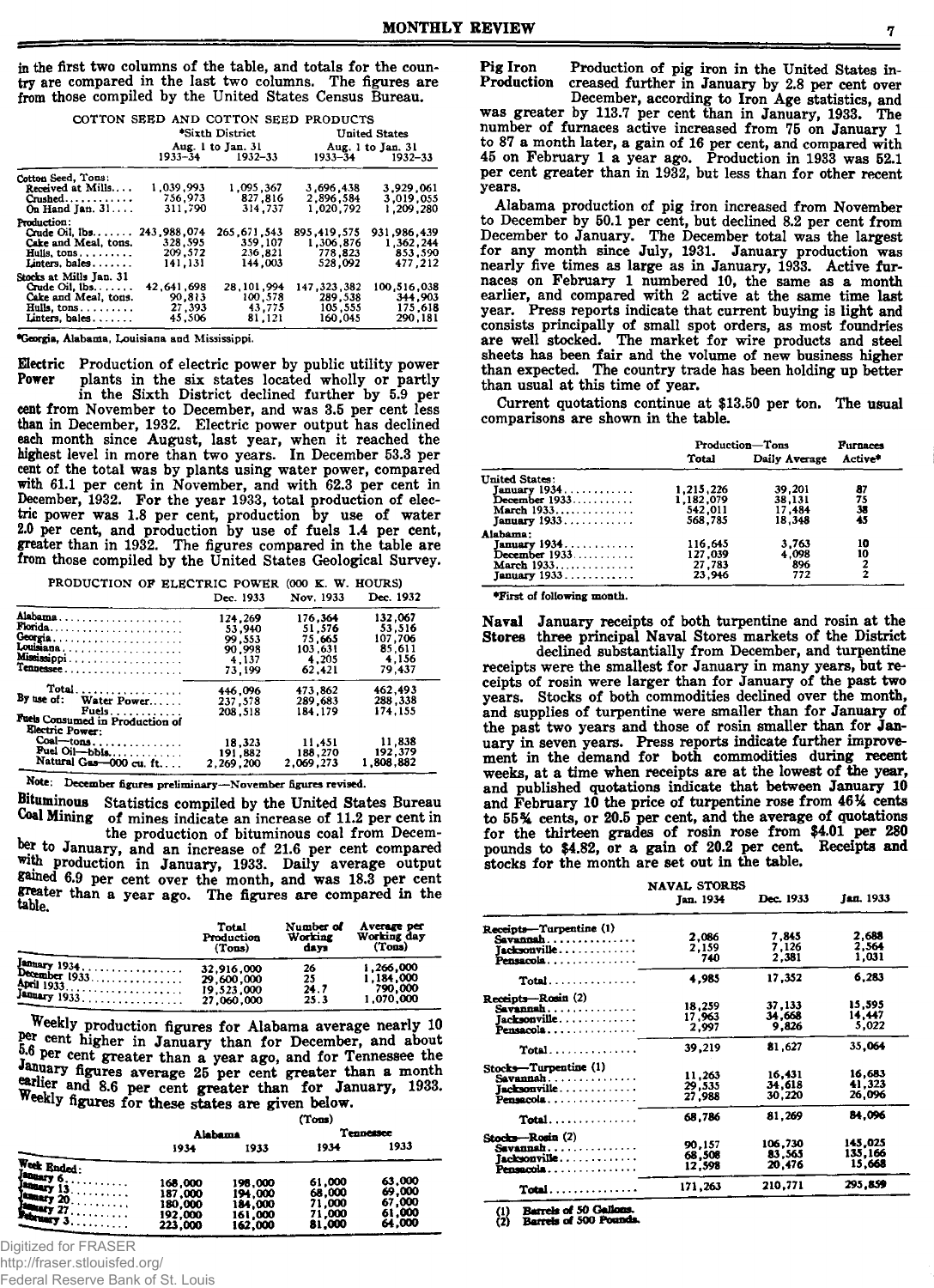in the first two columns of the table, and totals for the country are compared in the last two columns. The figures are from those compiled by the United States Census Bureau.

COTTON SEED AND COTTON SEED PRODUCTS

| | *Sixth District | | United States | |
|---|---|---|---|---|
| | Aug. 1 to Jan. 31 | | Aug. 1 to Jan. 31 | |
| | 1933–34 | 1932–33 | 1933–34 | 1932–33 |
| Cotton Seed, Tons: | | | | |
| Received at Mills.... | 1,039,993 | 1,095,367 | 3,696,438 | 3,929,061 |
| Crushed............ | 756,973 | 827,816 | 2,896,584 | 3,019,055 |
| On Hand Jan. 31.... | 311,790 | 314,737 | 1,020,792 | 1,209,280 |
| Production: | | | | |
| Crude Oil, lbs....... | 243,988,074 | 265,671,543 | 895,419,575 | 931,986,439 |
| Cake and Meal, tons. | 328,595 | 359,107 | 1,306,876 | 1,362,244 |
| Hulls, tons......... | 209,572 | 236,821 | 778,823 | 853,590 |
| Linters, bales....... | 141,131 | 144,003 | 528,092 | 477,212 |
| Stocks at Mills Jan. 31 | | | | |
| Crude Oil, lbs....... | 42,641,698 | 28,101,994 | 147,323,382 | 100,516,038 |
| Cake and Meal, tons. | 90,813 | 100,578 | 289,538 | 344,903 |
| Hulls, tons......... | 27,393 | 43,775 | 105,555 | 175,618 |
| Linters, bales....... | 45,506 | 81,121 | 160,045 | 290,181 |

*Georgia, Alabama, Louisiana and Mississippi.

**Electric Power** Production of electric power by public utility power plants in the six states located wholly or partly in the Sixth District declined further by 5.9 per cent from November to December, and was 3.5 per cent less than in December, 1932. Electric power output has declined each month since August, last year, when it reached the highest level in more than two years. In December 53.3 per cent of the total was by plants using water power, compared with 61.1 per cent in November, and with 62.3 per cent in December, 1932. For the year 1933, total production of electric power was 1.8 per cent, production by use of water 2.0 per cent, and production by use of fuels 1.4 per cent, greater than in 1932. The figures compared in the table are from those compiled by the United States Geological Survey.

PRODUCTION OF ELECTRIC POWER (000 K. W. HOURS)

| | Dec. 1933 | Nov. 1933 | Dec. 1932 |
|---|---|---|---|
| Alabama..................... | 124,269 | 176,364 | 132,067 |
| Florida..................... | 53,940 | 51,576 | 53,516 |
| Georgia..................... | 99,553 | 75,665 | 107,706 |
| Louisiana.................... | 90,998 | 103,631 | 85,611 |
| Mississippi.................. | 4,137 | 4,205 | 4,156 |
| Tennessee.................... | 73,199 | 62,421 | 79,437 |
| Total.................. | 446,096 | 473,862 | 462,493 |
| By use of: Water Power...... | 237,578 | 289,683 | 288,338 |
| Fuels............ | 208,518 | 184,179 | 174,155 |
| Fuels Consumed in Production of Electric Power: | | | |
| Coal—tons.............. | 18,323 | 11,451 | 11,838 |
| Fuel Oil—bbls........... | 191,882 | 188,270 | 192,379 |
| Natural Gas—000 cu. ft.... | 2,269,200 | 2,069,273 | 1,808,882 |

Note: December figures preliminary—November figures revised.

**Bituminous Coal Mining** Statistics compiled by the United States Bureau of mines indicate an increase of 11.2 per cent in the production of bituminous coal from December to January, and an increase of 21.6 per cent compared with production in January, 1933. Daily average output gained 6.9 per cent over the month, and was 18.3 per cent greater than a year ago. The figures are compared in the table.

| | Total Production (Tons) | Number of Working days | Average per Working day (Tons) |
|---|---|---|---|
| January 1934................. | 32,916,000 | 26 | 1,266,000 |
| December 1933................ | 29,600,000 | 25 | 1,184,000 |
| April 1933................... | 19,523,000 | 24.7 | 790,000 |
| January 1933................. | 27,060,000 | 25.3 | 1,070,000 |

Weekly production figures for Alabama average nearly 10 per cent higher in January than for December, and about 5.6 per cent greater than a year ago, and for Tennessee the January figures average 25 per cent greater than a month earlier and 8.6 per cent greater than for January, 1933. Weekly figures for these states are given below.

(Tons)

| | Alabama | | Tennessee | |
|---|---|---|---|---|
| | 1934 | 1933 | 1934 | 1933 |
| Week Ended: | | | | |
| January 6.......... | 168,000 | 198,000 | 61,000 | 63,000 |
| January 13.......... | 187,000 | 194,000 | 68,000 | 69,000 |
| January 20.......... | 180,000 | 184,000 | 71,000 | 67,000 |
| January 27.......... | 192,000 | 161,000 | 71,000 | 61,000 |
| February 3.......... | 223,000 | 162,000 | 81,000 | 64,000 |

**Pig Iron Production** Production of pig iron in the United States increased further in January by 2.8 per cent over December, according to Iron Age statistics, and was greater by 113.7 per cent than in January, 1933. The number of furnaces active increased from 75 on January 1 to 87 a month later, a gain of 16 per cent, and compared with 45 on February 1 a year ago. Production in 1933 was 52.1 per cent greater than in 1932, but less than for other recent years.

Alabama production of pig iron increased from November to December by 50.1 per cent, but declined 8.2 per cent from December to January. The December total was the largest for any month since July, 1931. January production was nearly five times as large as in January, 1933. Active furnaces on February 1 numbered 10, the same as a month earlier, and compared with 2 active at the same time last year. Press reports indicate that current buying is light and consists principally of small spot orders, as most foundries are well stocked. The market for wire products and steel sheets has been fair and the volume of new business higher than expected. The country trade has been holding up better than usual at this time of year.

Current quotations continue at $13.50 per ton. The usual comparisons are shown in the table.

| | Production—Tons | | Furnaces |
|---|---|---|---|
| | Total | Daily Average | Active* |
| United States: | | | |
| January 1934............ | 1,215,226 | 39,201 | 87 |
| December 1933........... | 1,182,079 | 38,131 | 75 |
| March 1933.............. | 542,011 | 17,484 | 38 |
| January 1933............ | 568,785 | 18,348 | 45 |
| Alabama: | | | |
| January 1934............ | 116,645 | 3,763 | 10 |
| December 1933........... | 127,039 | 4,098 | 10 |
| March 1933.............. | 27,783 | 896 | 2 |
| January 1933............ | 23,946 | 772 | 2 |

*First of following month.

**Naval Stores** January receipts of both turpentine and rosin at the three principal Naval Stores markets of the District declined substantially from December, and turpentine receipts were the smallest for January in many years, but receipts of rosin were larger than for January of the past two years. Stocks of both commodities declined over the month, and supplies of turpentine were smaller than for January of the past two years and those of rosin smaller than for January in seven years. Press reports indicate further improvement in the demand for both commodities during recent weeks, at a time when receipts are at the lowest of the year, and published quotations indicate that between January 10 and February 10 the price of turpentine rose from 46¼ cents to 55¾ cents, or 20.5 per cent, and the average of quotations for the thirteen grades of rosin rose from $4.01 per 280 pounds to $4.82, or a gain of 20.2 per cent. Receipts and stocks for the month are set out in the table.

NAVAL STORES

| | Jan. 1934 | Dec. 1933 | Jan. 1933 |
|---|---|---|---|
| Receipts—Turpentine (1) | | | |
| Savannah............... | 2,086 | 7,845 | 2,688 |
| Jacksonville............. | 2,159 | 7,126 | 2,564 |
| Pensacola............... | 740 | 2,381 | 1,031 |
| Total............... | 4,985 | 17,352 | 6,283 |
| Receipts—Rosin (2) | | | |
| Savannah............... | 18,259 | 37,133 | 15,595 |
| Jacksonville............. | 17,963 | 34,668 | 14,447 |
| Pensacola............... | 2,997 | 9,826 | 5,022 |
| Total............... | 39,219 | 81,627 | 35,064 |
| Stocks—Turpentine (1) | | | |
| Savannah............... | 11,263 | 16,431 | 16,683 |
| Jacksonville............. | 29,535 | 34,618 | 41,323 |
| Pensacola............... | 27,988 | 30,220 | 26,096 |
| Total............... | 68,786 | 81,269 | 84,096 |
| Stocks—Rosin (2) | | | |
| Savannah............... | 90,157 | 106,730 | 145,025 |
| Jacksonville............. | 68,508 | 83,565 | 135,166 |
| Pensacola............... | 12,598 | 20,476 | 15,668 |
| Total............... | 171,263 | 210,771 | 295,859 |

(1) Barrels of 50 Gallons.
(2) Barrels of 500 Pounds.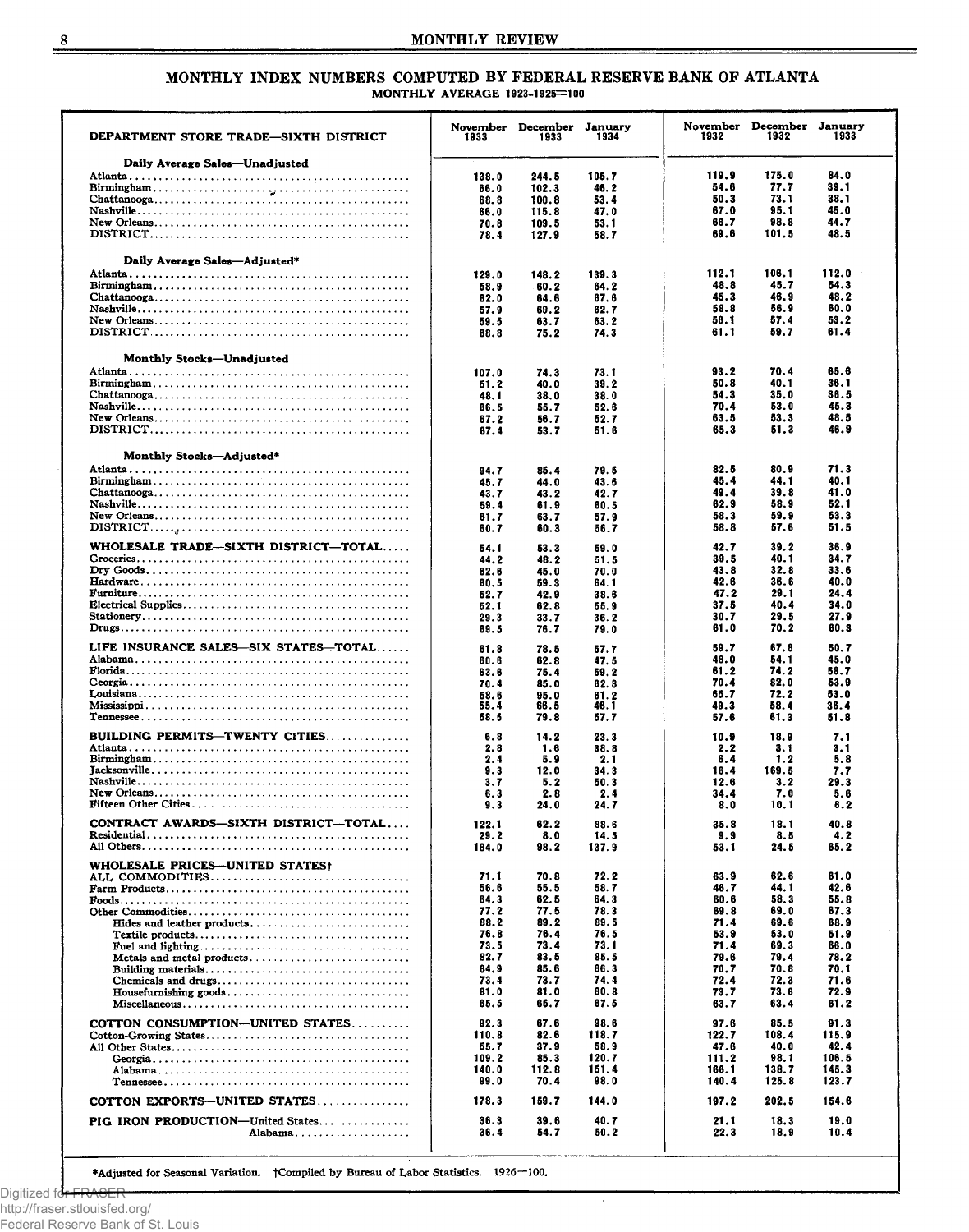## MONTHLY INDEX NUMBERS COMPUTED BY FEDERAL RESERVE BANK OF ATLANTA

MONTHLY AVERAGE 1923-1925=100

| DEPARTMENT STORE TRADE—SIXTH DISTRICT | November 1933 | December 1933 | January 1934 | November 1932 | December 1932 | January 1933 |
|---|---|---|---|---|---|---|
| **Daily Average Sales—Unadjusted** | | | | | | |
| Atlanta | 138.0 | 244.5 | 105.7 | 119.9 | 175.0 | 84.0 |
| Birmingham | 66.0 | 102.3 | 46.2 | 54.6 | 77.7 | 39.1 |
| Chattanooga | 68.8 | 100.8 | 53.4 | 50.3 | 73.1 | 38.1 |
| Nashville | 66.0 | 115.8 | 47.0 | 67.0 | 95.1 | 45.0 |
| New Orleans | 70.8 | 109.5 | 53.1 | 66.7 | 98.8 | 44.7 |
| DISTRICT | 78.4 | 127.9 | 58.7 | 69.6 | 101.5 | 48.5 |
| **Daily Average Sales—Adjusted*** | | | | | | |
| Atlanta | 129.0 | 148.2 | 139.3 | 112.1 | 106.1 | 112.0 |
| Birmingham | 58.9 | 60.2 | 64.2 | 48.8 | 45.7 | 54.3 |
| Chattanooga | 62.0 | 64.6 | 67.6 | 45.3 | 46.9 | 48.2 |
| Nashville | 57.9 | 60.2 | 62.7 | 58.8 | 56.9 | 60.0 |
| New Orleans | 59.5 | 63.7 | 63.2 | 56.1 | 57.4 | 53.2 |
| DISTRICT | 68.8 | 75.2 | 74.3 | 61.1 | 59.7 | 61.4 |
| **Monthly Stocks—Unadjusted** | | | | | | |
| Atlanta | 107.0 | 74.3 | 73.1 | 93.2 | 70.4 | 65.6 |
| Birmingham | 51.2 | 40.0 | 39.2 | 50.8 | 40.1 | 36.1 |
| Chattanooga | 48.1 | 38.0 | 38.0 | 54.3 | 35.0 | 36.5 |
| Nashville | 66.5 | 55.7 | 52.6 | 70.4 | 53.0 | 45.3 |
| New Orleans | 67.2 | 56.7 | 52.7 | 63.5 | 53.3 | 48.5 |
| DISTRICT | 67.4 | 53.7 | 51.6 | 65.3 | 51.3 | 46.9 |
| **Monthly Stocks—Adjusted*** | | | | | | |
| Atlanta | 94.7 | 85.4 | 79.5 | 82.5 | 80.9 | 71.3 |
| Birmingham | 45.7 | 44.0 | 43.6 | 45.4 | 44.1 | 40.1 |
| Chattanooga | 43.7 | 43.2 | 42.7 | 49.4 | 39.8 | 41.0 |
| Nashville | 59.4 | 61.9 | 60.5 | 62.9 | 58.9 | 52.1 |
| New Orleans | 61.7 | 63.7 | 57.9 | 58.3 | 59.9 | 53.3 |
| DISTRICT | 60.7 | 60.3 | 56.7 | 58.8 | 57.6 | 51.5 |
| **WHOLESALE TRADE—SIXTH DISTRICT—TOTAL** | 54.1 | 53.3 | 59.0 | 42.7 | 39.2 | 36.9 |
| Groceries | 44.2 | 48.2 | 51.5 | 39.5 | 40.1 | 34.7 |
| Dry Goods | 62.6 | 45.0 | 70.0 | 43.8 | 32.8 | 33.6 |
| Hardware | 60.5 | 59.3 | 64.1 | 42.6 | 36.6 | 40.0 |
| Furniture | 52.7 | 42.9 | 38.6 | 47.2 | 29.1 | 24.4 |
| Electrical Supplies | 52.1 | 62.8 | 55.9 | 37.5 | 40.4 | 34.0 |
| Stationery | 29.3 | 33.7 | 38.2 | 30.7 | 29.5 | 27.9 |
| Drugs | 69.5 | 76.7 | 79.0 | 61.0 | 70.2 | 60.3 |
| **LIFE INSURANCE SALES—SIX STATES—TOTAL** | 61.8 | 78.5 | 57.7 | 59.7 | 67.8 | 50.7 |
| Alabama | 60.6 | 62.8 | 47.5 | 48.0 | 54.1 | 45.0 |
| Florida | 63.6 | 75.4 | 59.2 | 61.2 | 74.2 | 58.7 |
| Georgia | 70.4 | 85.0 | 62.8 | 70.4 | 82.0 | 53.9 |
| Louisiana | 58.6 | 95.0 | 61.2 | 65.7 | 72.2 | 53.0 |
| Mississippi | 55.4 | 66.5 | 46.1 | 49.3 | 58.4 | 36.4 |
| Tennessee | 58.5 | 79.8 | 57.7 | 57.6 | 61.3 | 51.8 |
| **BUILDING PERMITS—TWENTY CITIES** | 6.8 | 14.2 | 23.3 | 10.9 | 18.9 | 7.1 |
| Atlanta | 2.8 | 1.6 | 38.8 | 2.2 | 3.1 | 3.1 |
| Birmingham | 2.4 | 5.9 | 2.1 | 6.4 | 1.2 | 5.8 |
| Jacksonville | 9.3 | 12.0 | 34.3 | 16.4 | 169.5 | 7.7 |
| Nashville | 3.7 | 5.2 | 50.3 | 12.6 | 3.2 | 29.3 |
| New Orleans | 6.3 | 2.8 | 2.4 | 34.4 | 7.0 | 5.6 |
| Fifteen Other Cities | 9.3 | 24.0 | 24.7 | 8.0 | 10.1 | 8.2 |
| **CONTRACT AWARDS—SIXTH DISTRICT—TOTAL** | 122.1 | 62.2 | 88.6 | 35.8 | 18.1 | 40.8 |
| Residential | 29.2 | 8.0 | 14.5 | 9.9 | 8.5 | 4.2 |
| All Others | 184.0 | 98.2 | 137.9 | 53.1 | 24.5 | 65.2 |
| **WHOLESALE PRICES—UNITED STATES†** | | | | | | |
| ALL COMMODITIES | 71.1 | 70.8 | 72.2 | 63.9 | 62.6 | 61.0 |
| Farm Products | 56.6 | 55.5 | 58.7 | 46.7 | 44.1 | 42.6 |
| Foods | 64.3 | 62.5 | 64.3 | 60.6 | 58.3 | 55.8 |
| Other Commodities | 77.2 | 77.5 | 78.3 | 69.8 | 69.0 | 67.3 |
| Hides and leather products | 88.2 | 89.2 | 89.5 | 71.4 | 69.6 | 68.9 |
| Textile products | 76.8 | 76.4 | 76.5 | 53.9 | 53.0 | 51.9 |
| Fuel and lighting | 73.5 | 73.4 | 73.1 | 71.4 | 69.3 | 66.0 |
| Metals and metal products | 82.7 | 83.5 | 85.5 | 79.6 | 79.4 | 78.2 |
| Building materials | 84.9 | 85.6 | 86.3 | 70.7 | 70.8 | 70.1 |
| Chemicals and drugs | 73.4 | 73.7 | 74.4 | 72.4 | 72.3 | 71.6 |
| Housefurnishing goods | 81.0 | 81.0 | 80.8 | 73.7 | 73.6 | 72.9 |
| Miscellaneous | 65.5 | 65.7 | 67.5 | 63.7 | 63.4 | 61.2 |
| **COTTON CONSUMPTION—UNITED STATES** | 92.3 | 67.6 | 98.6 | 97.6 | 85.5 | 91.3 |
| Cotton-Growing States | 110.8 | 82.6 | 118.7 | 122.7 | 108.4 | 115.9 |
| All Other States | 55.7 | 37.9 | 58.9 | 47.6 | 40.0 | 42.4 |
| Georgia | 109.2 | 85.3 | 120.7 | 111.2 | 98.1 | 106.5 |
| Alabama | 140.0 | 112.8 | 151.4 | 166.1 | 138.7 | 145.3 |
| Tennessee | 99.0 | 70.4 | 98.0 | 140.4 | 125.8 | 123.7 |
| **COTTON EXPORTS—UNITED STATES** | 178.3 | 159.7 | 144.0 | 197.2 | 202.5 | 154.6 |
| **PIG IRON PRODUCTION**—United States | 36.3 | 39.6 | 40.7 | 21.1 | 18.3 | 19.0 |
| Alabama | 36.4 | 54.7 | 50.2 | 22.3 | 18.9 | 10.4 |

*Adjusted for Seasonal Variation. †Compiled by Bureau of Labor Statistics. 1926—100.